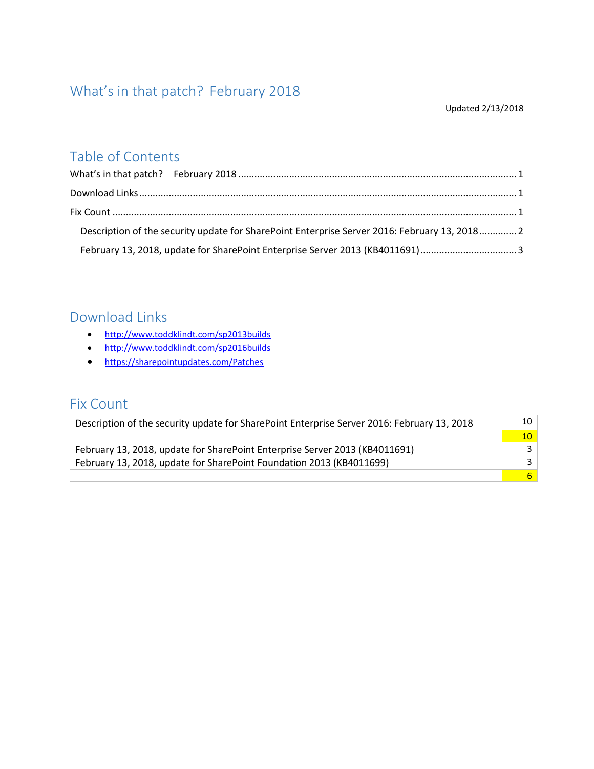# What's in that patch? February 2018

Updated 2/13/2018

## Table of Contents

What's in that patch? February 2018 ........................................ 1

Download Links ........................................ 1

Fix Count ........................................ 1

- Description of the security update for SharePoint Enterprise Server 2016: February 13, 2018 ........................................ 2
- February 13, 2018, update for SharePoint Enterprise Server 2013 (KB4011691) ........................................ 3

## Download Links

- http://www.toddklindt.com/sp2013builds
- http://www.toddklindt.com/sp2016builds
- https://sharepointupdates.com/Patches

## Fix Count

| Update | Count |
|---|---|
| Description of the security update for SharePoint Enterprise Server 2016: February 13, 2018 | 10 |
| | 10 |
| February 13, 2018, update for SharePoint Enterprise Server 2013 (KB4011691) | 3 |
| February 13, 2018, update for SharePoint Foundation 2013 (KB4011699) | 3 |
| | 6 |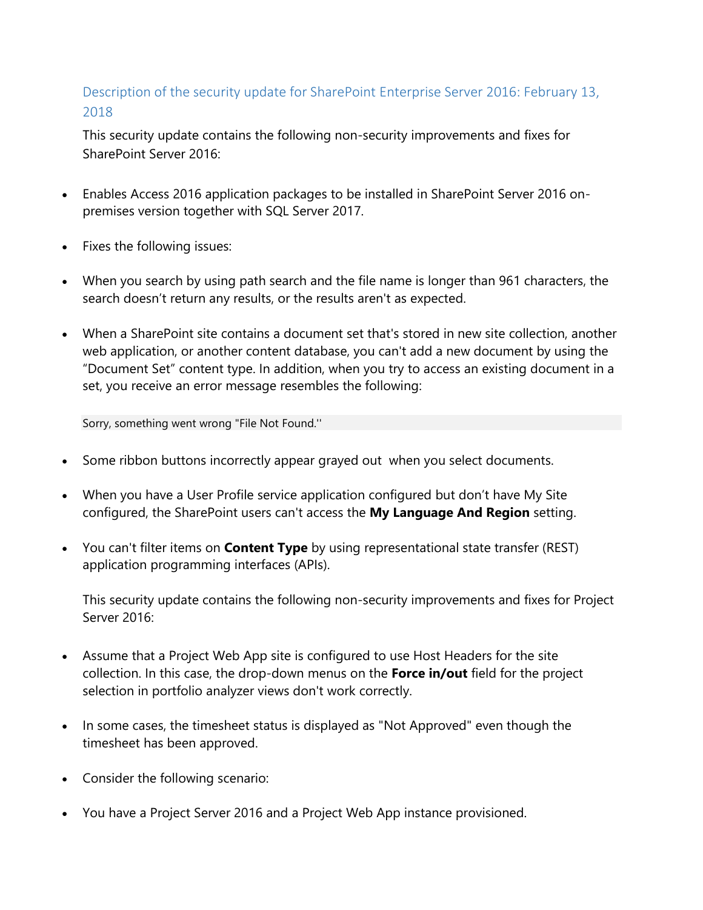## Description of the security update for SharePoint Enterprise Server 2016: February 13, 2018

This security update contains the following non-security improvements and fixes for SharePoint Server 2016:

- Enables Access 2016 application packages to be installed in SharePoint Server 2016 on-premises version together with SQL Server 2017.
- Fixes the following issues:
- When you search by using path search and the file name is longer than 961 characters, the search doesn't return any results, or the results aren't as expected.
- When a SharePoint site contains a document set that's stored in new site collection, another web application, or another content database, you can't add a new document by using the "Document Set" content type. In addition, when you try to access an existing document in a set, you receive an error message resembles the following:

```
Sorry, something went wrong "File Not Found.''
```

- Some ribbon buttons incorrectly appear grayed out when you select documents.
- When you have a User Profile service application configured but don't have My Site configured, the SharePoint users can't access the **My Language And Region** setting.
- You can't filter items on **Content Type** by using representational state transfer (REST) application programming interfaces (APIs).

This security update contains the following non-security improvements and fixes for Project Server 2016:

- Assume that a Project Web App site is configured to use Host Headers for the site collection. In this case, the drop-down menus on the **Force in/out** field for the project selection in portfolio analyzer views don't work correctly.
- In some cases, the timesheet status is displayed as "Not Approved" even though the timesheet has been approved.
- Consider the following scenario:
- You have a Project Server 2016 and a Project Web App instance provisioned.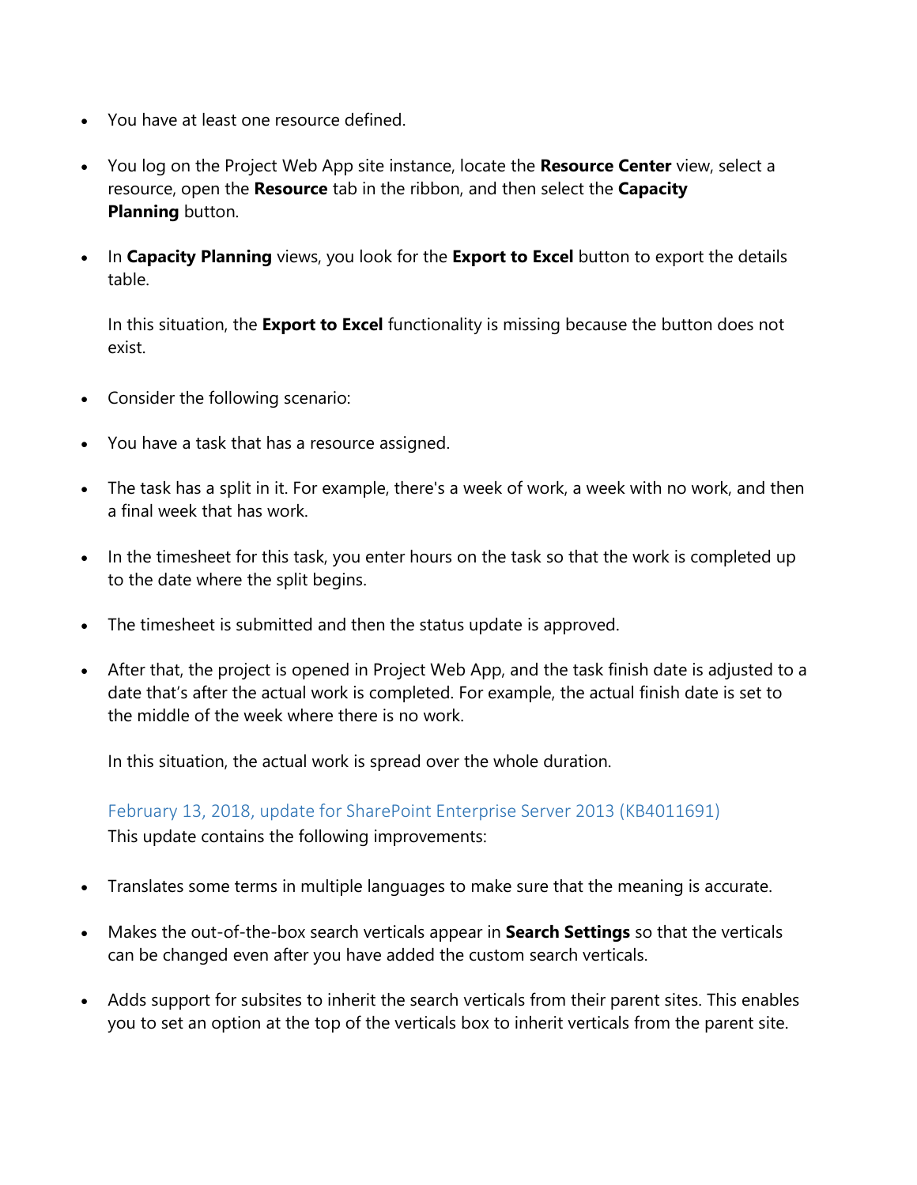- You have at least one resource defined.
- You log on the Project Web App site instance, locate the **Resource Center** view, select a resource, open the **Resource** tab in the ribbon, and then select the **Capacity Planning** button.
- In **Capacity Planning** views, you look for the **Export to Excel** button to export the details table.

  In this situation, the **Export to Excel** functionality is missing because the button does not exist.

- Consider the following scenario:
- You have a task that has a resource assigned.
- The task has a split in it. For example, there's a week of work, a week with no work, and then a final week that has work.
- In the timesheet for this task, you enter hours on the task so that the work is completed up to the date where the split begins.
- The timesheet is submitted and then the status update is approved.
- After that, the project is opened in Project Web App, and the task finish date is adjusted to a date that's after the actual work is completed. For example, the actual finish date is set to the middle of the week where there is no work.

  In this situation, the actual work is spread over the whole duration.

  February 13, 2018, update for SharePoint Enterprise Server 2013 (KB4011691)
  This update contains the following improvements:

- Translates some terms in multiple languages to make sure that the meaning is accurate.
- Makes the out-of-the-box search verticals appear in **Search Settings** so that the verticals can be changed even after you have added the custom search verticals.
- Adds support for subsites to inherit the search verticals from their parent sites. This enables you to set an option at the top of the verticals box to inherit verticals from the parent site.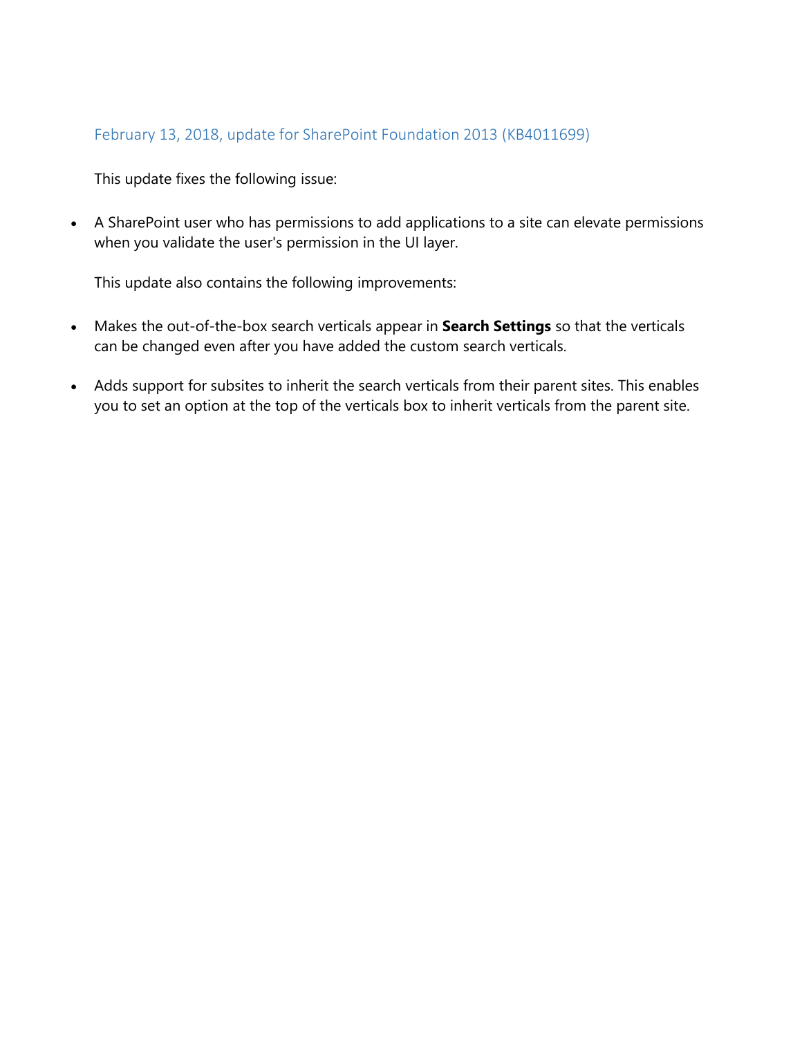### February 13, 2018, update for SharePoint Foundation 2013 (KB4011699)

This update fixes the following issue:

- A SharePoint user who has permissions to add applications to a site can elevate permissions when you validate the user's permission in the UI layer.

This update also contains the following improvements:

- Makes the out-of-the-box search verticals appear in **Search Settings** so that the verticals can be changed even after you have added the custom search verticals.
- Adds support for subsites to inherit the search verticals from their parent sites. This enables you to set an option at the top of the verticals box to inherit verticals from the parent site.